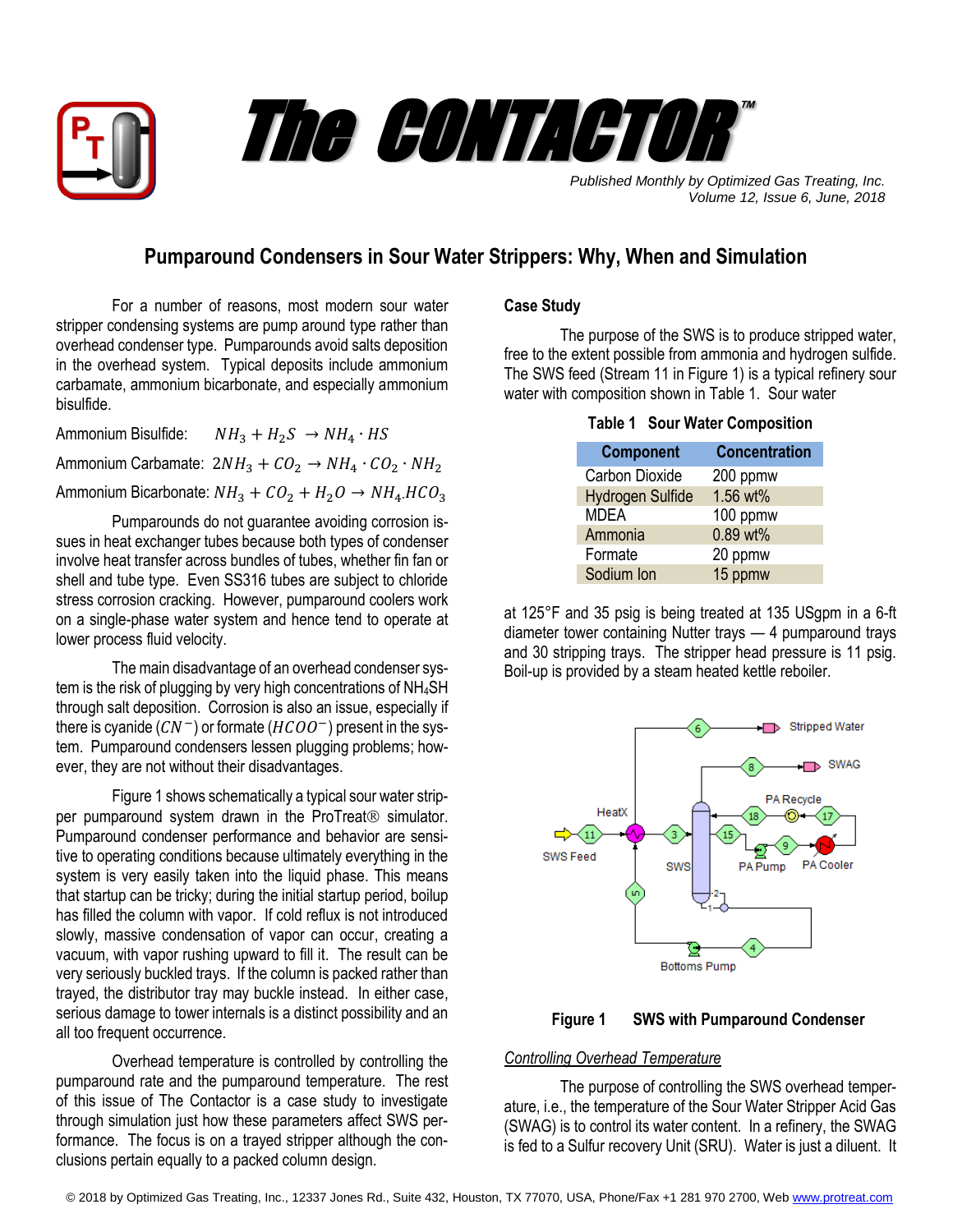# The CONTACTOR™

*Published Monthly by Optimized Gas Treating, Inc.*
*Volume 12, Issue 6, June, 2018*

## Pumparound Condensers in Sour Water Strippers: Why, When and Simulation

For a number of reasons, most modern sour water stripper condensing systems are pump around type rather than overhead condenser type. Pumparounds avoid salts deposition in the overhead system. Typical deposits include ammonium carbamate, ammonium bicarbonate, and especially ammonium bisulfide.

Ammonium Bisulfide: $NH_3 + H_2S \rightarrow NH_4 \cdot HS$

Ammonium Carbamate: $2NH_3 + CO_2 \rightarrow NH_4 \cdot CO_2 \cdot NH_2$

Ammonium Bicarbonate: $NH_3 + CO_2 + H_2O \rightarrow NH_4.HCO_3$

Pumparounds do not guarantee avoiding corrosion issues in heat exchanger tubes because both types of condenser involve heat transfer across bundles of tubes, whether fin fan or shell and tube type. Even SS316 tubes are subject to chloride stress corrosion cracking. However, pumparound coolers work on a single-phase water system and hence tend to operate at lower process fluid velocity.

The main disadvantage of an overhead condenser system is the risk of plugging by very high concentrations of $NH_4SH$ through salt deposition. Corrosion is also an issue, especially if there is cyanide ($CN^-$) or formate ($HCOO^-$) present in the system. Pumparound condensers lessen plugging problems; however, they are not without their disadvantages.

Figure 1 shows schematically a typical sour water stripper pumparound system drawn in the ProTreat® simulator. Pumparound condenser performance and behavior are sensitive to operating conditions because ultimately everything in the system is very easily taken into the liquid phase. This means that startup can be tricky; during the initial startup period, boilup has filled the column with vapor. If cold reflux is not introduced slowly, massive condensation of vapor can occur, creating a vacuum, with vapor rushing upward to fill it. The result can be very seriously buckled trays. If the column is packed rather than trayed, the distributor tray may buckle instead. In either case, serious damage to tower internals is a distinct possibility and an all too frequent occurrence.

Overhead temperature is controlled by controlling the pumparound rate and the pumparound temperature. The rest of this issue of The Contactor is a case study to investigate through simulation just how these parameters affect SWS performance. The focus is on a trayed stripper although the conclusions pertain equally to a packed column design.

### Case Study

The purpose of the SWS is to produce stripped water, free to the extent possible from ammonia and hydrogen sulfide. The SWS feed (Stream 11 in Figure 1) is a typical refinery sour water with composition shown in Table 1. Sour water

**Table 1 Sour Water Composition**

| Component | Concentration |
|---|---|
| Carbon Dioxide | 200 ppmw |
| Hydrogen Sulfide | 1.56 wt% |
| MDEA | 100 ppmw |
| Ammonia | 0.89 wt% |
| Formate | 20 ppmw |
| Sodium Ion | 15 ppmw |

at 125°F and 35 psig is being treated at 135 USgpm in a 6-ft diameter tower containing Nutter trays — 4 pumparound trays and 30 stripping trays. The stripper head pressure is 11 psig. Boil-up is provided by a steam heated kettle reboiler.

**Figure 1 SWS with Pumparound Condenser**

#### *Controlling Overhead Temperature*

The purpose of controlling the SWS overhead temperature, i.e., the temperature of the Sour Water Stripper Acid Gas (SWAG) is to control its water content. In a refinery, the SWAG is fed to a Sulfur recovery Unit (SRU). Water is just a diluent. It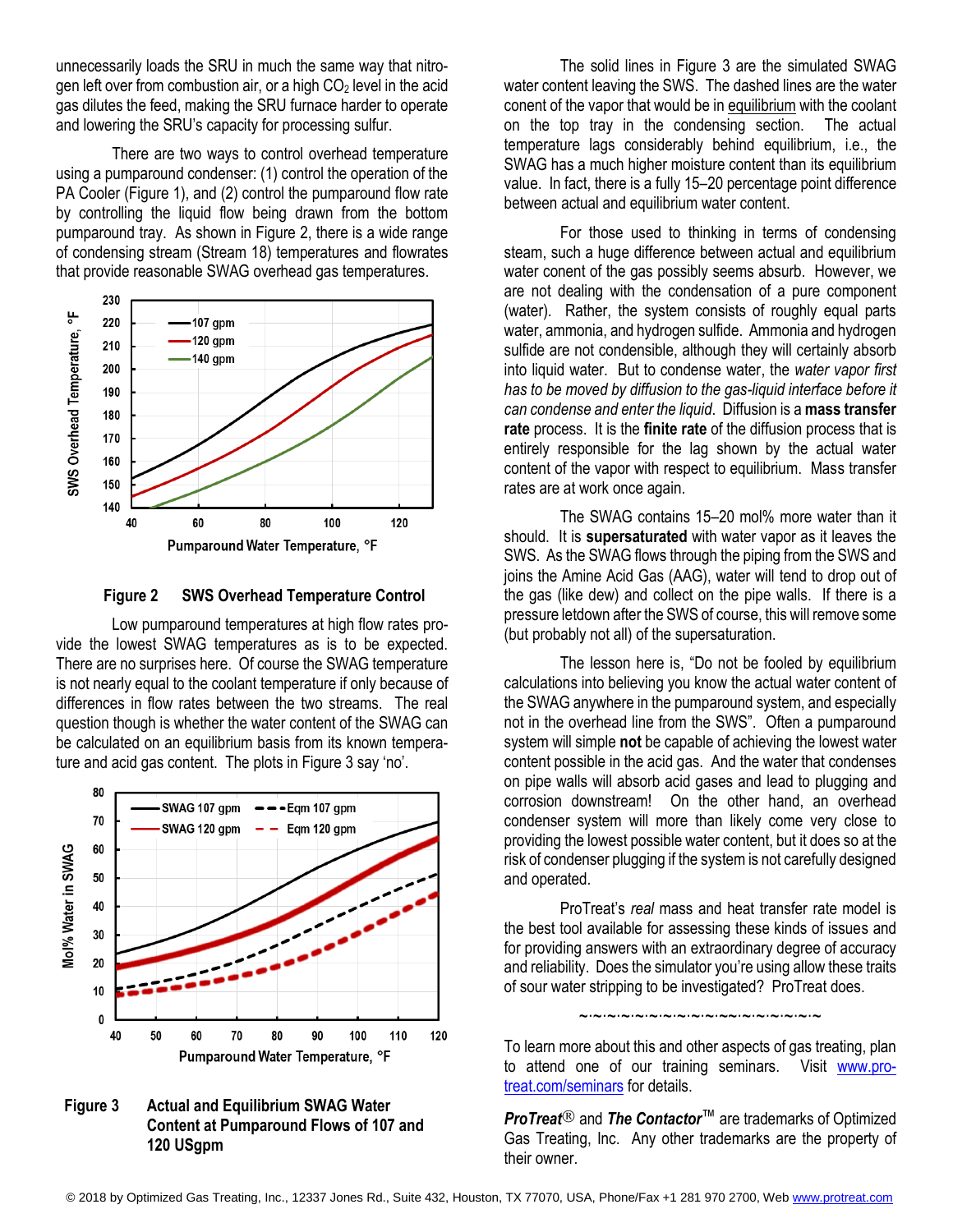unnecessarily loads the SRU in much the same way that nitrogen left over from combustion air, or a high $CO_2$ level in the acid gas dilutes the feed, making the SRU furnace harder to operate and lowering the SRU's capacity for processing sulfur.

There are two ways to control overhead temperature using a pumparound condenser: (1) control the operation of the PA Cooler (Figure 1), and (2) control the pumparound flow rate by controlling the liquid flow being drawn from the bottom pumparound tray. As shown in Figure 2, there is a wide range of condensing stream (Stream 18) temperatures and flowrates that provide reasonable SWAG overhead gas temperatures.

SWS Overhead Temperature, °F
230
220
210
200
190
180
170
160
150
140
40
60
80
100
120
Pumparound Water Temperature, °F
107 gpm
120 gpm
140 gpm

**Figure 2 SWS Overhead Temperature Control**

Low pumparound temperatures at high flow rates provide the lowest SWAG temperatures as is to be expected. There are no surprises here. Of course the SWAG temperature is not nearly equal to the coolant temperature if only because of differences in flow rates between the two streams. The real question though is whether the water content of the SWAG can be calculated on an equilibrium basis from its known temperature and acid gas content. The plots in Figure 3 say 'no'.

Mol% Water in SWAG
80
70
60
50
40
30
20
10
0
40
50
60
70
80
90
100
110
120
Pumparound Water Temperature, °F
SWAG 107 gpm
Eqm 107 gpm
SWAG 120 gpm
Eqm 120 gpm

**Figure 3 Actual and Equilibrium SWAG Water Content at Pumparound Flows of 107 and 120 USgpm**

The solid lines in Figure 3 are the simulated SWAG water content leaving the SWS. The dashed lines are the water conent of the vapor that would be in equilibrium with the coolant on the top tray in the condensing section. The actual temperature lags considerably behind equilibrium, i.e., the SWAG has a much higher moisture content than its equilibrium value. In fact, there is a fully 15–20 percentage point difference between actual and equilibrium water content.

For those used to thinking in terms of condensing steam, such a huge difference between actual and equilibrium water conent of the gas possibly seems absurb. However, we are not dealing with the condensation of a pure component (water). Rather, the system consists of roughly equal parts water, ammonia, and hydrogen sulfide. Ammonia and hydrogen sulfide are not condensible, although they will certainly absorb into liquid water. But to condense water, the *water vapor first has to be moved by diffusion to the gas-liquid interface before it can condense and enter the liquid*. Diffusion is a **mass transfer rate** process. It is the **finite rate** of the diffusion process that is entirely responsible for the lag shown by the actual water content of the vapor with respect to equilibrium. Mass transfer rates are at work once again.

The SWAG contains 15–20 mol% more water than it should. It is **supersaturated** with water vapor as it leaves the SWS. As the SWAG flows through the piping from the SWS and joins the Amine Acid Gas (AAG), water will tend to drop out of the gas (like dew) and collect on the pipe walls. If there is a pressure letdown after the SWS of course, this will remove some (but probably not all) of the supersaturation.

The lesson here is, "Do not be fooled by equilibrium calculations into believing you know the actual water content of the SWAG anywhere in the pumparound system, and especially not in the overhead line from the SWS". Often a pumparound system will simple **not** be capable of achieving the lowest water content possible in the acid gas. And the water that condenses on pipe walls will absorb acid gases and lead to plugging and corrosion downstream! On the other hand, an overhead condenser system will more than likely come very close to providing the lowest possible water content, but it does so at the risk of condenser plugging if the system is not carefully designed and operated.

ProTreat's *real* mass and heat transfer rate model is the best tool available for assessing these kinds of issues and for providing answers with an extraordinary degree of accuracy and reliability. Does the simulator you're using allow these traits of sour water stripping to be investigated? ProTreat does.

~·~·~·~·~·~·~·~·~·~·~·~·~·~·~·~·~

To learn more about this and other aspects of gas treating, plan to attend one of our training seminars. Visit www.protreat.com/seminars for details.

***ProTreat***® and ***The Contactor***™ are trademarks of Optimized Gas Treating, Inc. Any other trademarks are the property of their owner.

© 2018 by Optimized Gas Treating, Inc., 12337 Jones Rd., Suite 432, Houston, TX 77070, USA, Phone/Fax +1 281 970 2700, Web www.protreat.com